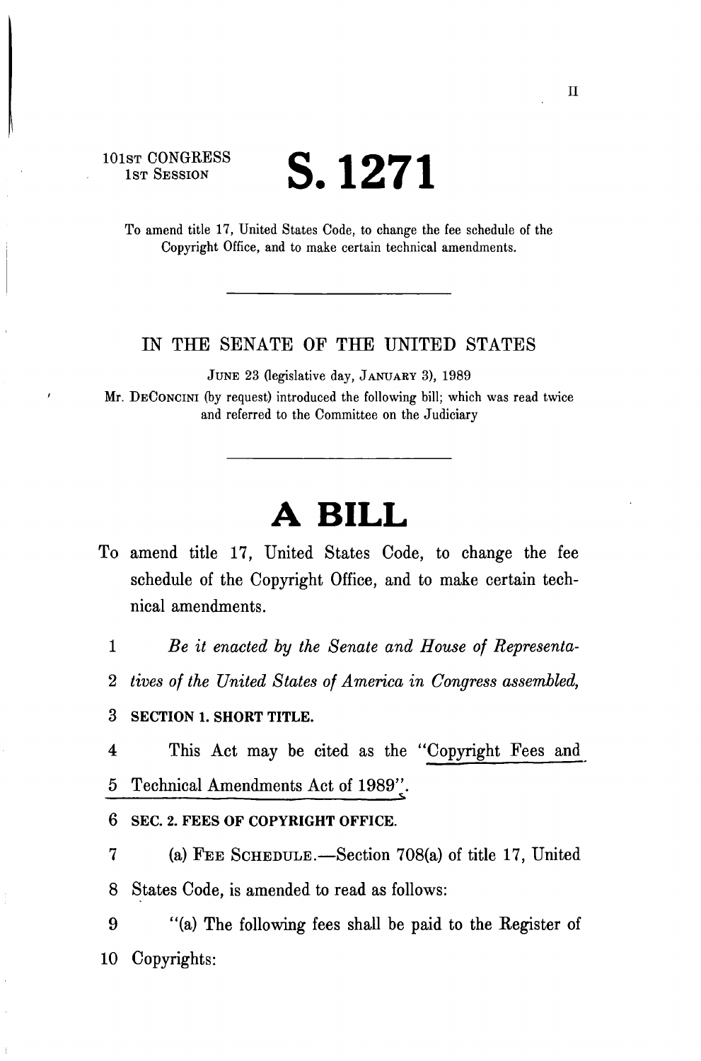101st CONGRESS
1st Session

# S. 1271

To amend title 17, United States Code, to change the fee schedule of the Copyright Office, and to make certain technical amendments.

---

IN THE SENATE OF THE UNITED STATES

June 23 (legislative day, January 3), 1989

Mr. DeConcini (by request) introduced the following bill; which was read twice and referred to the Committee on the Judiciary

---

# A BILL

To amend title 17, United States Code, to change the fee schedule of the Copyright Office, and to make certain technical amendments.

1 *Be it enacted by the Senate and House of Representa-*
2 *tives of the United States of America in Congress assembled,*

3 **SECTION 1. SHORT TITLE.**

4 This Act may be cited as the "Copyright Fees and
5 Technical Amendments Act of 1989".

6 **SEC. 2. FEES OF COPYRIGHT OFFICE.**

7 (a) Fee Schedule.—Section 708(a) of title 17, United
8 States Code, is amended to read as follows:

9 "(a) The following fees shall be paid to the Register of
10 Copyrights: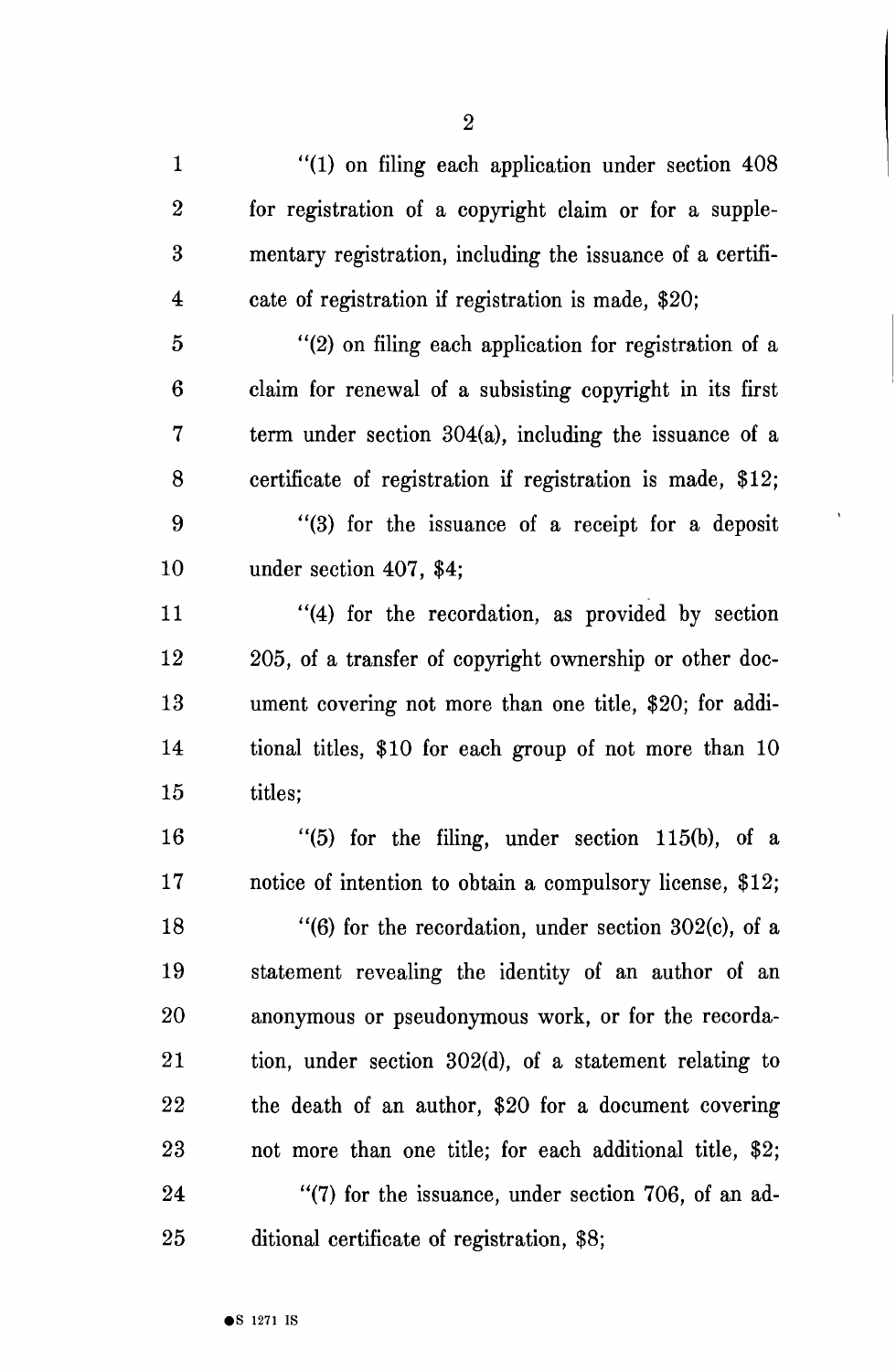"(1) on filing each application under section 408 for registration of a copyright claim or for a supplementary registration, including the issuance of a certificate of registration if registration is made, $20;

"(2) on filing each application for registration of a claim for renewal of a subsisting copyright in its first term under section 304(a), including the issuance of a certificate of registration if registration is made, $12;

"(3) for the issuance of a receipt for a deposit under section 407, $4;

"(4) for the recordation, as provided by section 205, of a transfer of copyright ownership or other document covering not more than one title, $20; for additional titles, $10 for each group of not more than 10 titles;

"(5) for the filing, under section 115(b), of a notice of intention to obtain a compulsory license, $12;

"(6) for the recordation, under section 302(c), of a statement revealing the identity of an author of an anonymous or pseudonymous work, or for the recordation, under section 302(d), of a statement relating to the death of an author, $20 for a document covering not more than one title; for each additional title, $2;

"(7) for the issuance, under section 706, of an additional certificate of registration, $8;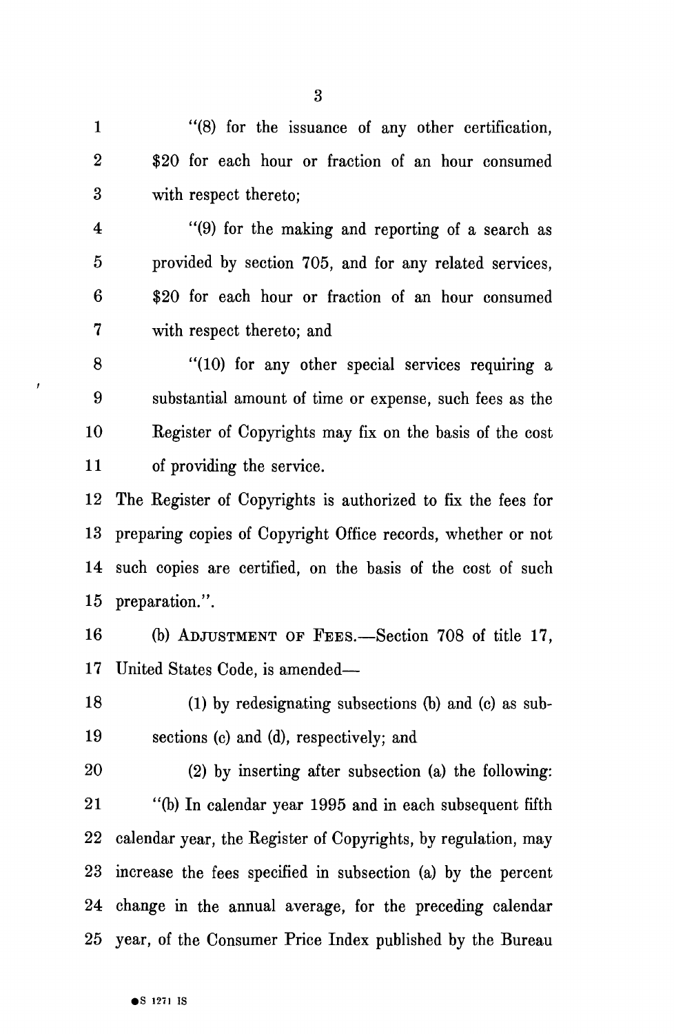"(8) for the issuance of any other certification, $20 for each hour or fraction of an hour consumed with respect thereto;

"(9) for the making and reporting of a search as provided by section 705, and for any related services, $20 for each hour or fraction of an hour consumed with respect thereto; and

"(10) for any other special services requiring a substantial amount of time or expense, such fees as the Register of Copyrights may fix on the basis of the cost of providing the service.

The Register of Copyrights is authorized to fix the fees for preparing copies of Copyright Office records, whether or not such copies are certified, on the basis of the cost of such preparation.".

(b) ADJUSTMENT OF FEES.—Section 708 of title 17, United States Code, is amended—

(1) by redesignating subsections (b) and (c) as subsections (c) and (d), respectively; and

(2) by inserting after subsection (a) the following:

"(b) In calendar year 1995 and in each subsequent fifth calendar year, the Register of Copyrights, by regulation, may increase the fees specified in subsection (a) by the percent change in the annual average, for the preceding calendar year, of the Consumer Price Index published by the Bureau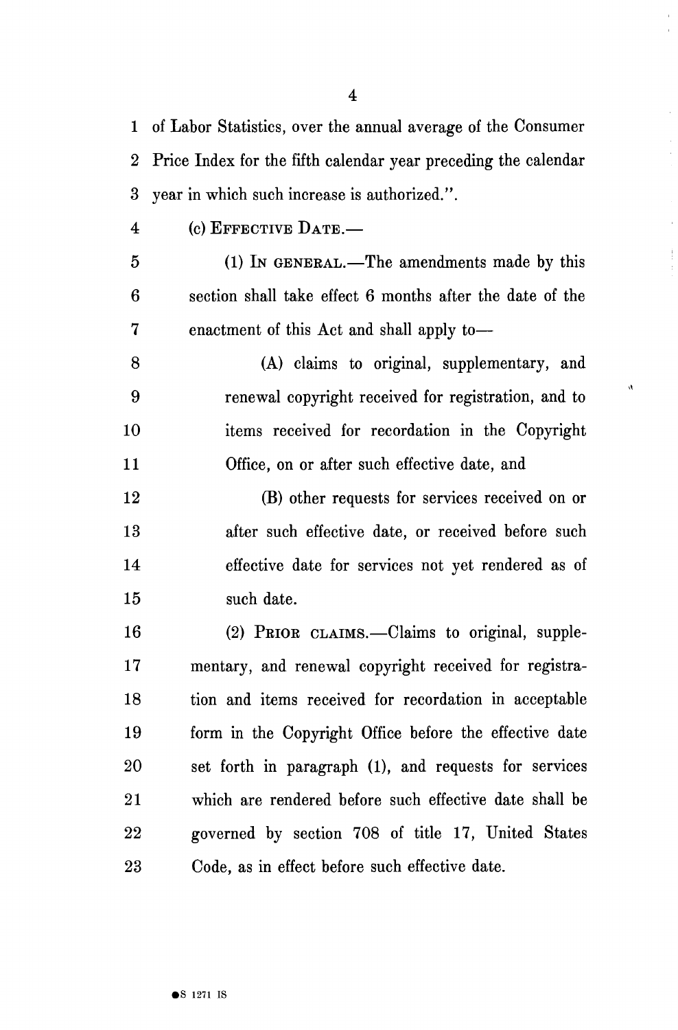of Labor Statistics, over the annual average of the Consumer Price Index for the fifth calendar year preceding the calendar year in which such increase is authorized.".

(c) EFFECTIVE DATE.—

(1) IN GENERAL.—The amendments made by this section shall take effect 6 months after the date of the enactment of this Act and shall apply to—

(A) claims to original, supplementary, and renewal copyright received for registration, and to items received for recordation in the Copyright Office, on or after such effective date, and

(B) other requests for services received on or after such effective date, or received before such effective date for services not yet rendered as of such date.

(2) PRIOR CLAIMS.—Claims to original, supplementary, and renewal copyright received for registration and items received for recordation in acceptable form in the Copyright Office before the effective date set forth in paragraph (1), and requests for services which are rendered before such effective date shall be governed by section 708 of title 17, United States Code, as in effect before such effective date.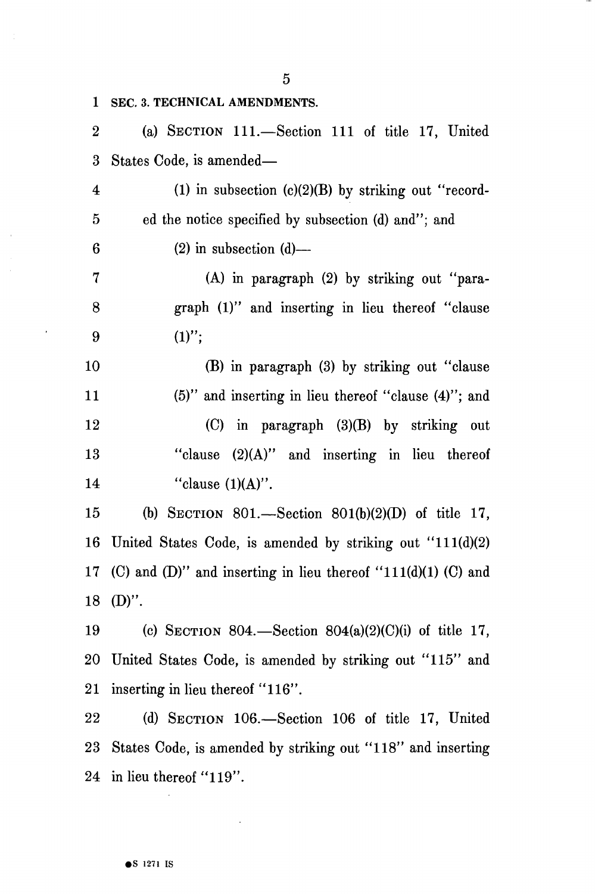## SEC. 3. TECHNICAL AMENDMENTS.

(a) SECTION 111.—Section 111 of title 17, United States Code, is amended—

(1) in subsection (c)(2)(B) by striking out "recorded the notice specified by subsection (d) and"; and

(2) in subsection (d)—

(A) in paragraph (2) by striking out "paragraph (1)" and inserting in lieu thereof "clause (1)";

(B) in paragraph (3) by striking out "clause (5)" and inserting in lieu thereof "clause (4)"; and

(C) in paragraph (3)(B) by striking out "clause (2)(A)" and inserting in lieu thereof "clause (1)(A)".

(b) SECTION 801.—Section 801(b)(2)(D) of title 17, United States Code, is amended by striking out "111(d)(2) (C) and (D)" and inserting in lieu thereof "111(d)(1) (C) and (D)".

(c) SECTION 804.—Section 804(a)(2)(C)(i) of title 17, United States Code, is amended by striking out "115" and inserting in lieu thereof "116".

(d) SECTION 106.—Section 106 of title 17, United States Code, is amended by striking out "118" and inserting in lieu thereof "119".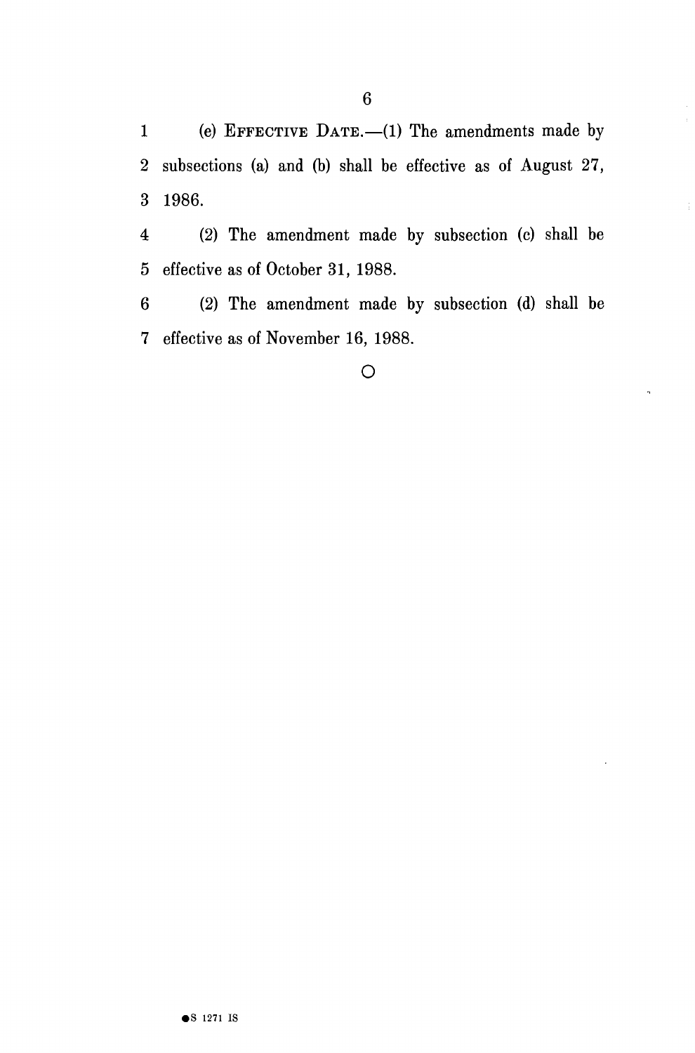(e) EFFECTIVE DATE.—(1) The amendments made by subsections (a) and (b) shall be effective as of August 27, 1986.

(2) The amendment made by subsection (c) shall be effective as of October 31, 1988.

(2) The amendment made by subsection (d) shall be effective as of November 16, 1988.